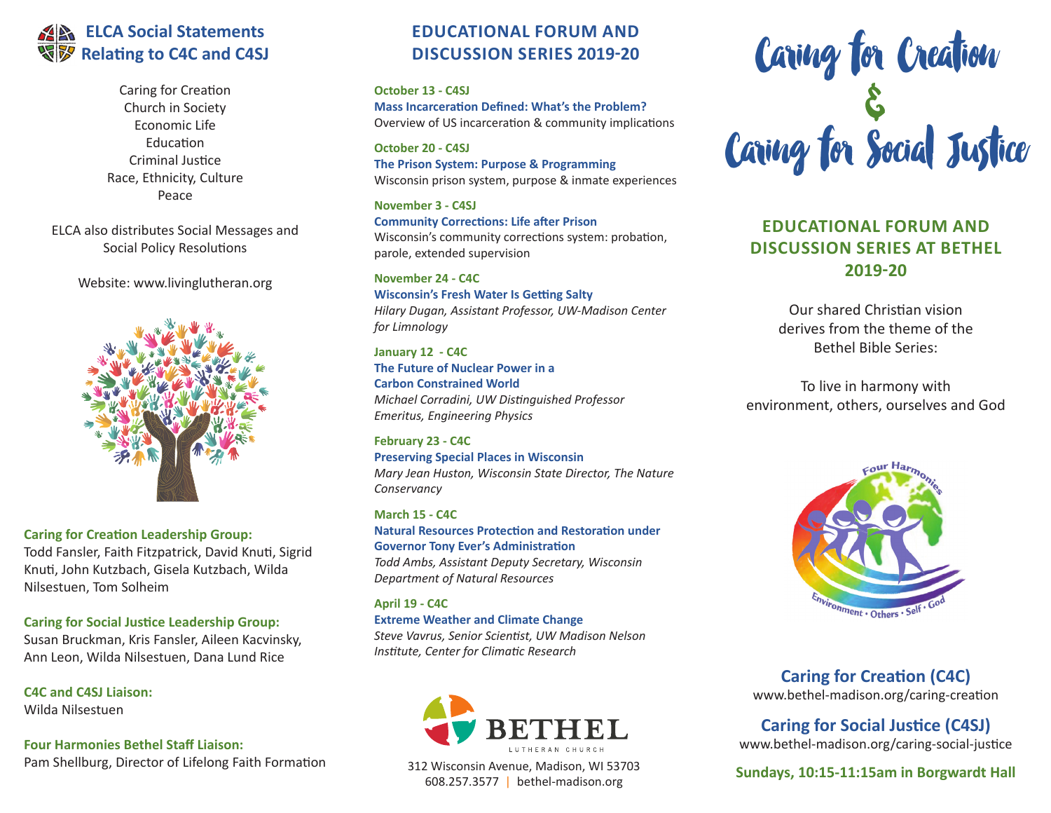## ELCA Social Statements Relating to C4C and C4SJ

Caring for Creation
Church in Society
Economic Life
Education
Criminal Justice
Race, Ethnicity, Culture
Peace

ELCA also distributes Social Messages and Social Policy Resolutions

Website: www.livinglutheran.org

**Caring for Creation Leadership Group:**
Todd Fansler, Faith Fitzpatrick, David Knuti, Sigrid Knuti, John Kutzbach, Gisela Kutzbach, Wilda Nilsestuen, Tom Solheim

**Caring for Social Justice Leadership Group:**
Susan Bruckman, Kris Fansler, Aileen Kacvinsky, Ann Leon, Wilda Nilsestuen, Dana Lund Rice

**C4C and C4SJ Liaison:**
Wilda Nilsestuen

**Four Harmonies Bethel Staff Liaison:**
Pam Shellburg, Director of Lifelong Faith Formation

## EDUCATIONAL FORUM AND DISCUSSION SERIES 2019-20

**October 13 - C4SJ**
**Mass Incarceration Defined: What's the Problem?**
Overview of US incarceration & community implications

**October 20 - C4SJ**
**The Prison System: Purpose & Programming**
Wisconsin prison system, purpose & inmate experiences

**November 3 - C4SJ**
**Community Corrections: Life after Prison**
Wisconsin's community corrections system: probation, parole, extended supervision

**November 24 - C4C**
**Wisconsin's Fresh Water Is Getting Salty**
*Hilary Dugan, Assistant Professor, UW-Madison Center for Limnology*

**January 12 - C4C**
**The Future of Nuclear Power in a Carbon Constrained World**
*Michael Corradini, UW Distinguished Professor Emeritus, Engineering Physics*

**February 23 - C4C**
**Preserving Special Places in Wisconsin**
*Mary Jean Huston, Wisconsin State Director, The Nature Conservancy*

**March 15 - C4C**
**Natural Resources Protection and Restoration under Governor Tony Ever's Administration**
*Todd Ambs, Assistant Deputy Secretary, Wisconsin Department of Natural Resources*

**April 19 - C4C**
**Extreme Weather and Climate Change**
*Steve Vavrus, Senior Scientist, UW Madison Nelson Institute, Center for Climatic Research*

BETHEL
LUTHERAN CHURCH

312 Wisconsin Avenue, Madison, WI 53703
608.257.3577 | bethel-madison.org

# Caring for Creation & Caring for Social Justice

## EDUCATIONAL FORUM AND DISCUSSION SERIES AT BETHEL 2019-20

Our shared Christian vision derives from the theme of the Bethel Bible Series:

To live in harmony with environment, others, ourselves and God

Four Harmonies
Environment • Others • Self • God

**Caring for Creation (C4C)**
www.bethel-madison.org/caring-creation

**Caring for Social Justice (C4SJ)**
www.bethel-madison.org/caring-social-justice

**Sundays, 10:15-11:15am in Borgwardt Hall**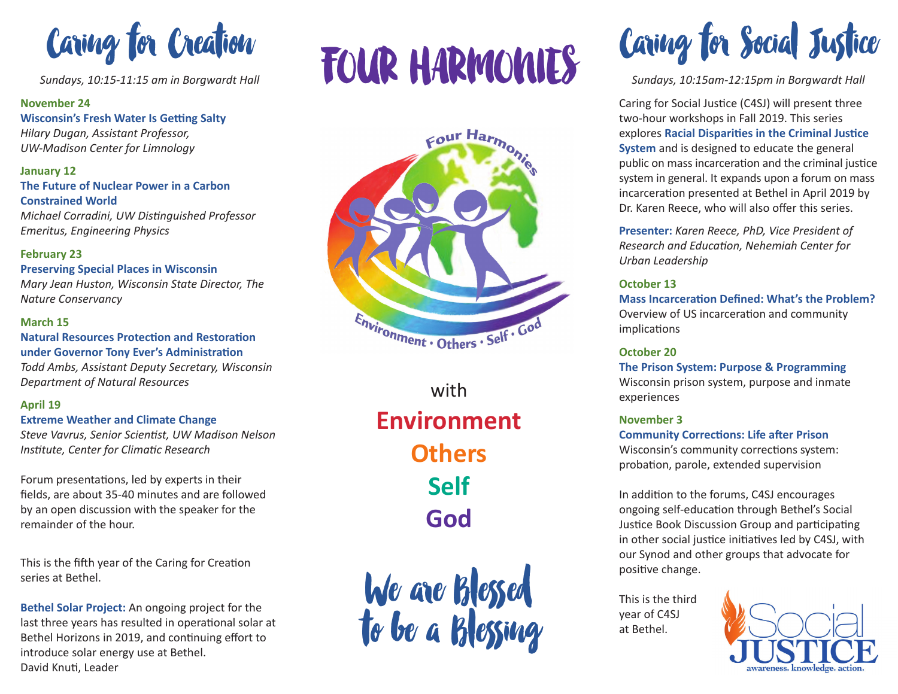# Caring for Creation

*Sundays, 10:15-11:15 am in Borgwardt Hall*

**November 24**
**Wisconsin's Fresh Water Is Getting Salty**
*Hilary Dugan, Assistant Professor, UW-Madison Center for Limnology*

**January 12**
**The Future of Nuclear Power in a Carbon Constrained World**
*Michael Corradini, UW Distinguished Professor Emeritus, Engineering Physics*

**February 23**
**Preserving Special Places in Wisconsin**
*Mary Jean Huston, Wisconsin State Director, The Nature Conservancy*

**March 15**
**Natural Resources Protection and Restoration under Governor Tony Ever's Administration**
*Todd Ambs, Assistant Deputy Secretary, Wisconsin Department of Natural Resources*

**April 19**
**Extreme Weather and Climate Change**
*Steve Vavrus, Senior Scientist, UW Madison Nelson Institute, Center for Climatic Research*

Forum presentations, led by experts in their fields, are about 35-40 minutes and are followed by an open discussion with the speaker for the remainder of the hour.

This is the fifth year of the Caring for Creation series at Bethel.

**Bethel Solar Project:** An ongoing project for the last three years has resulted in operational solar at Bethel Horizons in 2019, and continuing effort to introduce solar energy use at Bethel.
David Knuti, Leader

# FOUR HARMONIES

Four Harmonies
Environment · Others · Self · God

with
**Environment**
**Others**
**Self**
**God**

We are Blessed to be a Blessing

# Caring for Social Justice

*Sundays, 10:15am-12:15pm in Borgwardt Hall*

Caring for Social Justice (C4SJ) will present three two-hour workshops in Fall 2019. This series explores **Racial Disparities in the Criminal Justice System** and is designed to educate the general public on mass incarceration and the criminal justice system in general. It expands upon a forum on mass incarceration presented at Bethel in April 2019 by Dr. Karen Reece, who will also offer this series.

**Presenter:** *Karen Reece, PhD, Vice President of Research and Education, Nehemiah Center for Urban Leadership*

**October 13**
**Mass Incarceration Defined: What's the Problem?**
Overview of US incarceration and community implications

**October 20**
**The Prison System: Purpose & Programming**
Wisconsin prison system, purpose and inmate experiences

**November 3**
**Community Corrections: Life after Prison**
Wisconsin's community corrections system: probation, parole, extended supervision

In addition to the forums, C4SJ encourages ongoing self-education through Bethel's Social Justice Book Discussion Group and participating in other social justice initiatives led by C4SJ, with our Synod and other groups that advocate for positive change.

This is the third year of C4SJ at Bethel.

Social JUSTICE
awareness. knowledge. action.